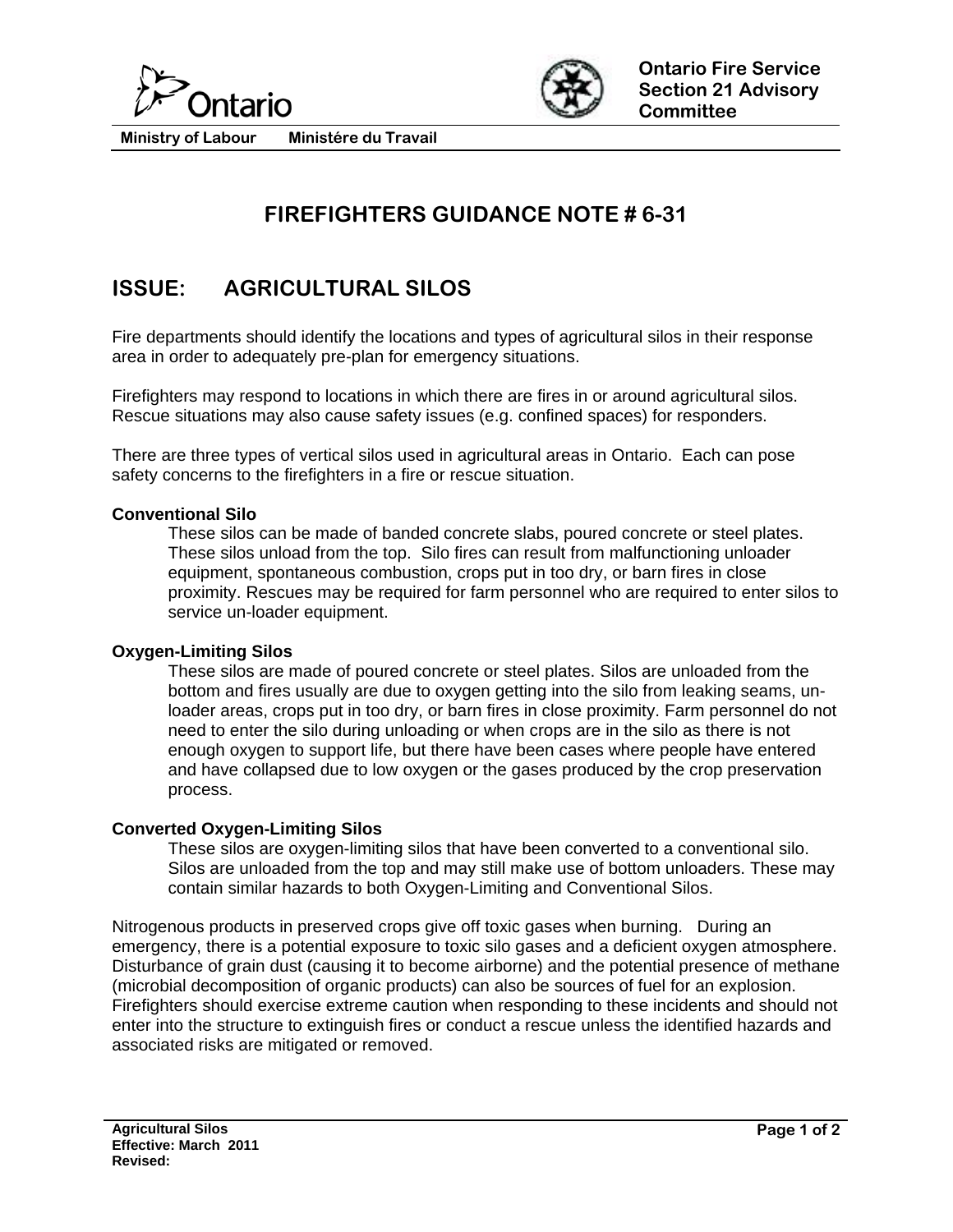Ontario

Ministry of Labour    Ministére du Travail

**Ontario Fire Service Section 21 Advisory Committee**

# FIREFIGHTERS GUIDANCE NOTE # 6-31

## ISSUE: AGRICULTURAL SILOS

Fire departments should identify the locations and types of agricultural silos in their response area in order to adequately pre-plan for emergency situations.

Firefighters may respond to locations in which there are fires in or around agricultural silos. Rescue situations may also cause safety issues (e.g. confined spaces) for responders.

There are three types of vertical silos used in agricultural areas in Ontario. Each can pose safety concerns to the firefighters in a fire or rescue situation.

**Conventional Silo**

These silos can be made of banded concrete slabs, poured concrete or steel plates. These silos unload from the top. Silo fires can result from malfunctioning unloader equipment, spontaneous combustion, crops put in too dry, or barn fires in close proximity. Rescues may be required for farm personnel who are required to enter silos to service un-loader equipment.

**Oxygen-Limiting Silos**

These silos are made of poured concrete or steel plates. Silos are unloaded from the bottom and fires usually are due to oxygen getting into the silo from leaking seams, un-loader areas, crops put in too dry, or barn fires in close proximity. Farm personnel do not need to enter the silo during unloading or when crops are in the silo as there is not enough oxygen to support life, but there have been cases where people have entered and have collapsed due to low oxygen or the gases produced by the crop preservation process.

**Converted Oxygen-Limiting Silos**

These silos are oxygen-limiting silos that have been converted to a conventional silo. Silos are unloaded from the top and may still make use of bottom unloaders. These may contain similar hazards to both Oxygen-Limiting and Conventional Silos.

Nitrogenous products in preserved crops give off toxic gases when burning. During an emergency, there is a potential exposure to toxic silo gases and a deficient oxygen atmosphere. Disturbance of grain dust (causing it to become airborne) and the potential presence of methane (microbial decomposition of organic products) can also be sources of fuel for an explosion. Firefighters should exercise extreme caution when responding to these incidents and should not enter into the structure to extinguish fires or conduct a rescue unless the identified hazards and associated risks are mitigated or removed.

**Agricultural Silos**
**Effective: March 2011**
**Revised:**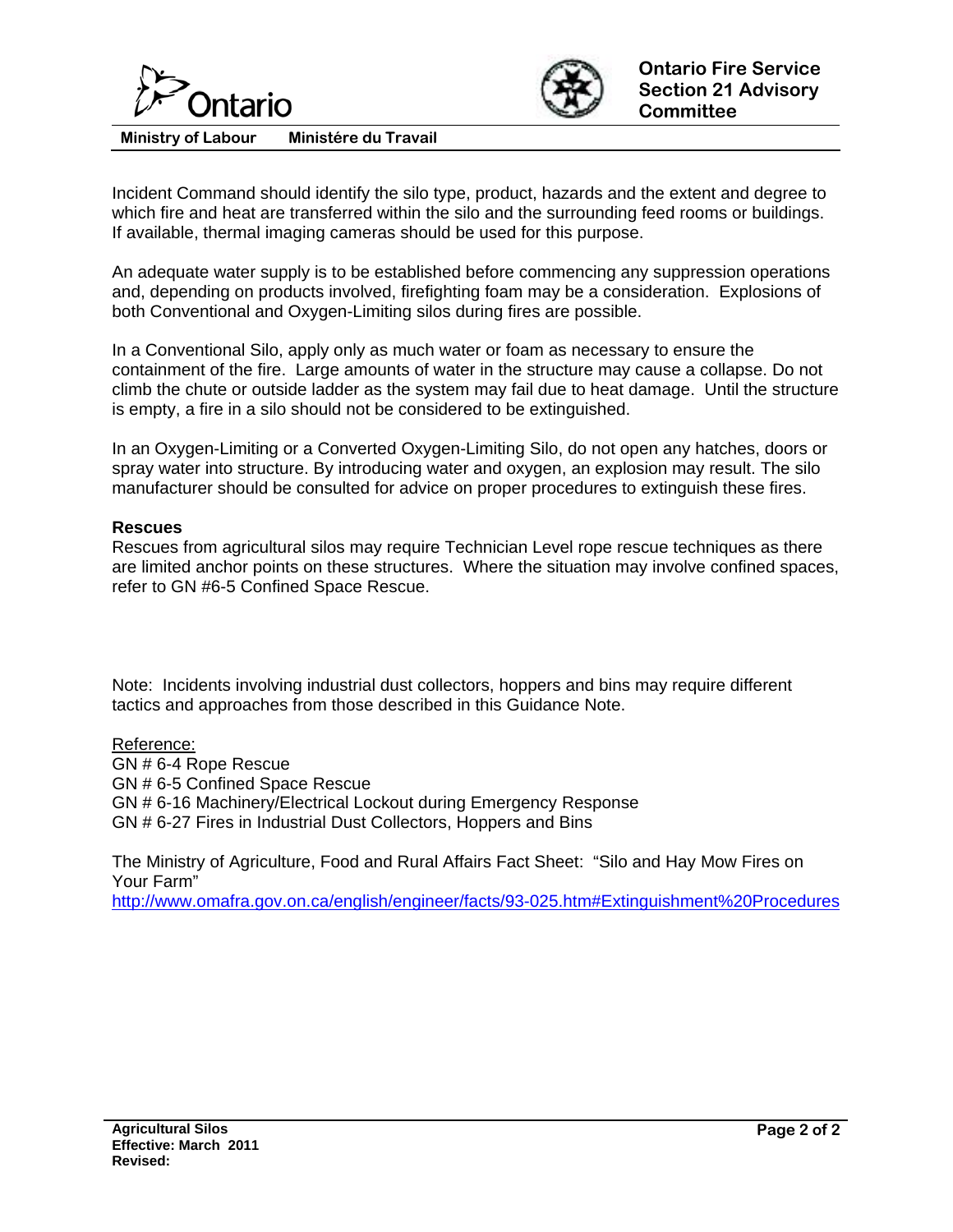Incident Command should identify the silo type, product, hazards and the extent and degree to which fire and heat are transferred within the silo and the surrounding feed rooms or buildings. If available, thermal imaging cameras should be used for this purpose.

An adequate water supply is to be established before commencing any suppression operations and, depending on products involved, firefighting foam may be a consideration. Explosions of both Conventional and Oxygen-Limiting silos during fires are possible.

In a Conventional Silo, apply only as much water or foam as necessary to ensure the containment of the fire. Large amounts of water in the structure may cause a collapse. Do not climb the chute or outside ladder as the system may fail due to heat damage. Until the structure is empty, a fire in a silo should not be considered to be extinguished.

In an Oxygen-Limiting or a Converted Oxygen-Limiting Silo, do not open any hatches, doors or spray water into structure. By introducing water and oxygen, an explosion may result. The silo manufacturer should be consulted for advice on proper procedures to extinguish these fires.

**Rescues**

Rescues from agricultural silos may require Technician Level rope rescue techniques as there are limited anchor points on these structures. Where the situation may involve confined spaces, refer to GN #6-5 Confined Space Rescue.

Note: Incidents involving industrial dust collectors, hoppers and bins may require different tactics and approaches from those described in this Guidance Note.

Reference:

GN # 6-4 Rope Rescue
GN # 6-5 Confined Space Rescue
GN # 6-16 Machinery/Electrical Lockout during Emergency Response
GN # 6-27 Fires in Industrial Dust Collectors, Hoppers and Bins

The Ministry of Agriculture, Food and Rural Affairs Fact Sheet: "Silo and Hay Mow Fires on Your Farm"
http://www.omafra.gov.on.ca/english/engineer/facts/93-025.htm#Extinguishment%20Procedures

**Agricultural Silos**
**Effective: March 2011**
**Revised:**